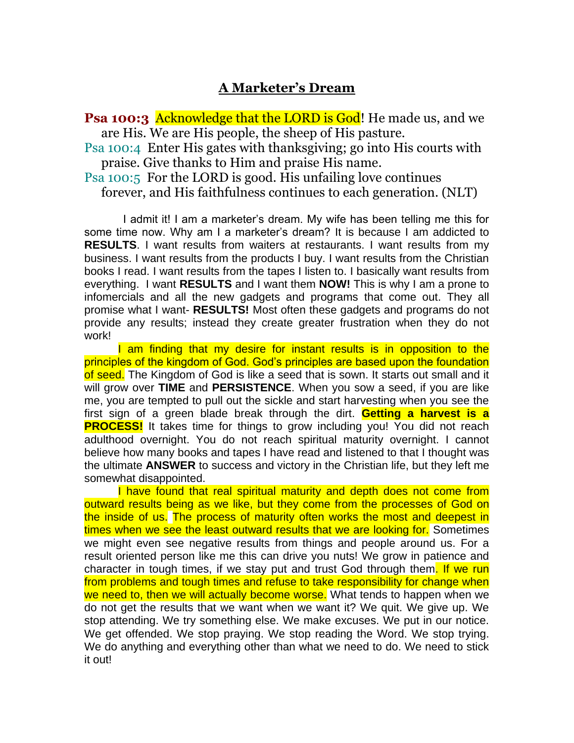# A Marketer's Dream

**Psa 100:3** Acknowledge that the LORD is God! He made us, and we are His. We are His people, the sheep of His pasture.
Psa 100:4 Enter His gates with thanksgiving; go into His courts with praise. Give thanks to Him and praise His name.
Psa 100:5 For the LORD is good. His unfailing love continues forever, and His faithfulness continues to each generation. (NLT)

I admit it! I am a marketer's dream. My wife has been telling me this for some time now. Why am I a marketer's dream? It is because I am addicted to **RESULTS**. I want results from waiters at restaurants. I want results from my business. I want results from the products I buy. I want results from the Christian books I read. I want results from the tapes I listen to. I basically want results from everything. I want **RESULTS** and I want them **NOW!** This is why I am a prone to infomercials and all the new gadgets and programs that come out. They all promise what I want- **RESULTS!** Most often these gadgets and programs do not provide any results; instead they create greater frustration when they do not work!

I am finding that my desire for instant results is in opposition to the principles of the kingdom of God. God's principles are based upon the foundation of seed. The Kingdom of God is like a seed that is sown. It starts out small and it will grow over **TIME** and **PERSISTENCE**. When you sow a seed, if you are like me, you are tempted to pull out the sickle and start harvesting when you see the first sign of a green blade break through the dirt. **Getting a harvest is a PROCESS!** It takes time for things to grow including you! You did not reach adulthood overnight. You do not reach spiritual maturity overnight. I cannot believe how many books and tapes I have read and listened to that I thought was the ultimate **ANSWER** to success and victory in the Christian life, but they left me somewhat disappointed.

I have found that real spiritual maturity and depth does not come from outward results being as we like, but they come from the processes of God on the inside of us. The process of maturity often works the most and deepest in times when we see the least outward results that we are looking for. Sometimes we might even see negative results from things and people around us. For a result oriented person like me this can drive you nuts! We grow in patience and character in tough times, if we stay put and trust God through them. If we run from problems and tough times and refuse to take responsibility for change when we need to, then we will actually become worse. What tends to happen when we do not get the results that we want when we want it? We quit. We give up. We stop attending. We try something else. We make excuses. We put in our notice. We get offended. We stop praying. We stop reading the Word. We stop trying. We do anything and everything other than what we need to do. We need to stick it out!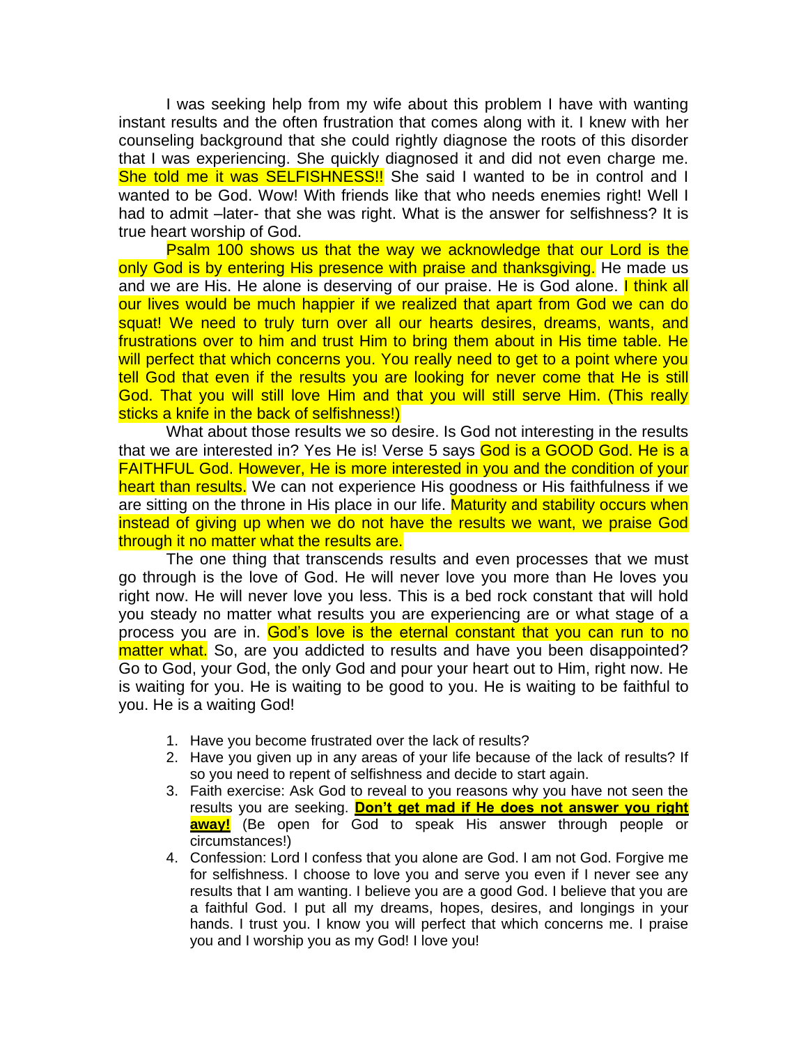I was seeking help from my wife about this problem I have with wanting instant results and the often frustration that comes along with it. I knew with her counseling background that she could rightly diagnose the roots of this disorder that I was experiencing. She quickly diagnosed it and did not even charge me. She told me it was SELFISHNESS!! She said I wanted to be in control and I wanted to be God. Wow! With friends like that who needs enemies right! Well I had to admit –later- that she was right. What is the answer for selfishness? It is true heart worship of God.

Psalm 100 shows us that the way we acknowledge that our Lord is the only God is by entering His presence with praise and thanksgiving. He made us and we are His. He alone is deserving of our praise. He is God alone. I think all our lives would be much happier if we realized that apart from God we can do squat! We need to truly turn over all our hearts desires, dreams, wants, and frustrations over to him and trust Him to bring them about in His time table. He will perfect that which concerns you. You really need to get to a point where you tell God that even if the results you are looking for never come that He is still God. That you will still love Him and that you will still serve Him. (This really sticks a knife in the back of selfishness!)

What about those results we so desire. Is God not interesting in the results that we are interested in? Yes He is! Verse 5 says God is a GOOD God. He is a FAITHFUL God. However, He is more interested in you and the condition of your heart than results. We can not experience His goodness or His faithfulness if we are sitting on the throne in His place in our life. Maturity and stability occurs when instead of giving up when we do not have the results we want, we praise God through it no matter what the results are.

The one thing that transcends results and even processes that we must go through is the love of God. He will never love you more than He loves you right now. He will never love you less. This is a bed rock constant that will hold you steady no matter what results you are experiencing are or what stage of a process you are in. God's love is the eternal constant that you can run to no matter what. So, are you addicted to results and have you been disappointed? Go to God, your God, the only God and pour your heart out to Him, right now. He is waiting for you. He is waiting to be good to you. He is waiting to be faithful to you. He is a waiting God!

1. Have you become frustrated over the lack of results?
2. Have you given up in any areas of your life because of the lack of results? If so you need to repent of selfishness and decide to start again.
3. Faith exercise: Ask God to reveal to you reasons why you have not seen the results you are seeking. **Don't get mad if He does not answer you right away!** (Be open for God to speak His answer through people or circumstances!)
4. Confession: Lord I confess that you alone are God. I am not God. Forgive me for selfishness. I choose to love you and serve you even if I never see any results that I am wanting. I believe you are a good God. I believe that you are a faithful God. I put all my dreams, hopes, desires, and longings in your hands. I trust you. I know you will perfect that which concerns me. I praise you and I worship you as my God! I love you!